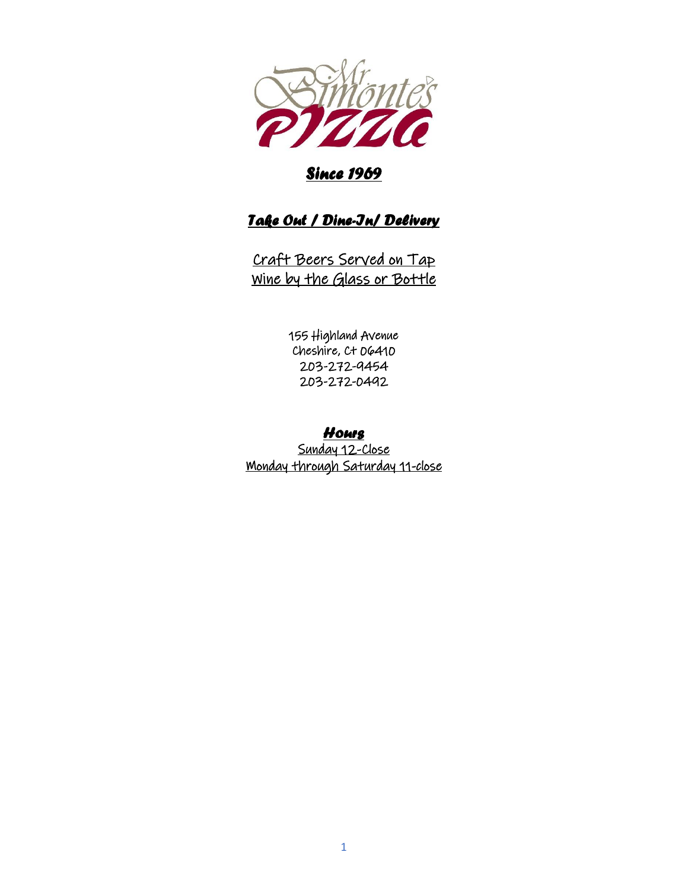# Mr. Simonte's Pizza

***Since 1969***

***Take Out / Dine-In/ Delivery***

Craft Beers Served on Tap
Wine by the Glass or Bottle

155 Highland Avenue
Cheshire, Ct 06410
203-272-9454
203-272-0492

***Hours***

Sunday 12-Close
Monday through Saturday 11-close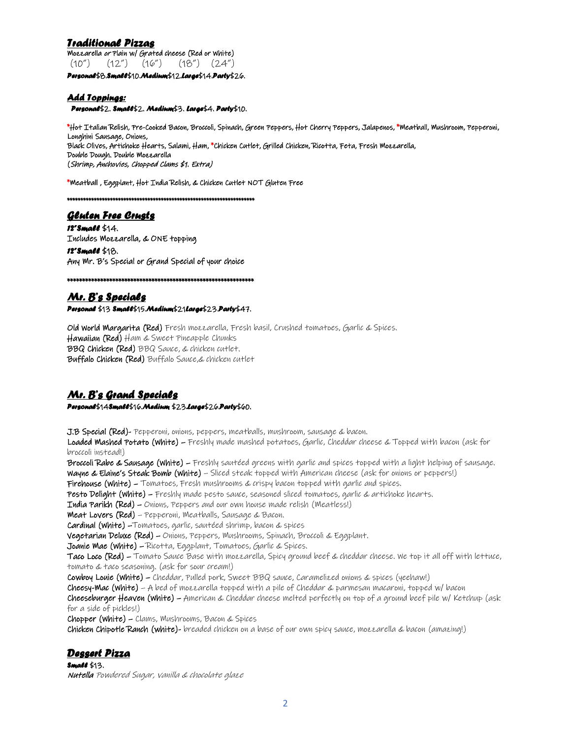## *Traditional Pizzas*

Mozzarella or Plain w/ Grated cheese (Red or White)

(10") (12") (16") (18") (24")

***Personal***$8.***Small***$10.***Medium***$12.***Large***$14.***Party***$26.

### *Add Toppings:*

***Personal***$2. ***Small***$2. ***Medium***$3. ***Large***$4. ***Party***$10.

*Hot Italian Relish, Pre-Cooked Bacon, Broccoli, Spinach, Green Peppers, Hot Cherry Peppers, Jalapenos, *Meatball, Mushroom, Pepperoni, Longhini Sausage, Onions,
Black Olives, Artichoke Hearts, Salami, Ham, *Chicken Cutlet, Grilled Chicken, Ricotta, Feta, Fresh Mozzarella,
Double Dough, Double Mozzarella
(*Shrimp, Anchovies, Chopped Clams $1. Extra)*

*Meatball , Eggplant, Hot India Relish, & Chicken Cutlet NOT Gluten Free

*******************************************************************

## *Gluten Free Crusts*

***12"Small*** $14.
Includes Mozzarella, & ONE topping

***12"Small*** $18.
Any Mr. B's Special or Grand Special of your choice

*******************************************************************

## *Mr. B's Specials*

***Personal*** $13 ***Small***$15.***Medium***$21***Large***$23.***Party***$47.

**Old World Margarita (Red)** Fresh mozzarella, Fresh basil, Crushed tomatoes, Garlic & Spices.
**Hawaiian (Red)** Ham & Sweet Pineapple Chunks
**BBQ Chicken (Red)** BBQ Sauce, & chicken cutlet.
**Buffalo Chicken (Red)** Buffalo Sauce,& chicken cutlet

## *Mr. B's Grand Specials*

***Personal***$14***Small***$16.***Medium*** $23.***Large***$26.***Party***$60.

**J.B Special (Red)-** Pepperoni, onions, peppers, meatballs, mushroom, sausage & bacon.
**Loaded Mashed Potato (White) –** Freshly made mashed potatoes, Garlic, Cheddar cheese & Topped with bacon (ask for broccoli instead!)
**Broccoli Rabe & Sausage (White) –** Freshly sautéed greens with garlic and spices topped with a light helping of sausage.
**Wayne & Elaine's Steak Bomb (White)** – Sliced steak topped with American cheese (ask for onions or peppers!)
**Firehouse (White) –** Tomatoes, Fresh mushrooms & crispy bacon topped with garlic and spices.
**Pesto Delight (White) –** Freshly made pesto sauce, seasoned sliced tomatoes, garlic & artichoke hearts.
**India Parikh (Red) –** Onions, Peppers and our own house made relish (Meatless!)
**Meat Lovers (Red)** – Pepperoni, Meatballs, Sausage & Bacon.
**Cardinal (White) –**Tomatoes, garlic, sautéed shrimp, bacon & spices
**Vegetarian Deluxe (Red) –** Onions, Peppers, Mushrooms, Spinach, Broccoli & Eggplant.
**Joanie Mae (White) –** Ricotta, Eggplant, Tomatoes, Garlic & Spices.
**Taco Loco (Red) –** Tomato Sauce Base with mozzarella, Spicy ground beef & cheddar cheese. We top it all off with lettuce, tomato & taco seasoning. (ask for sour cream!)
**Cowboy Louie (White) –** Cheddar, Pulled pork, Sweet BBQ sauce, Caramelized onions & spices (yeehaw!)
**Cheesy-Mac (White)** – A bed of mozzarella topped with a pile of Cheddar & parmesan macaroni, topped w/ bacon
**Cheeseburger Heaven (White) –** American & Cheddar cheese melted perfectly on top of a ground beef pile w/ Ketchup (ask for a side of pickles!)
**Chopper (White) –** Clams, Mushrooms, Bacon & Spices
**Chicken Chipotle Ranch (White)-** breaded chicken on a base of our own spicy sauce, mozzarella & bacon (amazing!)

## *Dessert Pizza*

***Small*** $13.
***Nutella*** *Powdered Sugar, vanilla & chocolate glaze*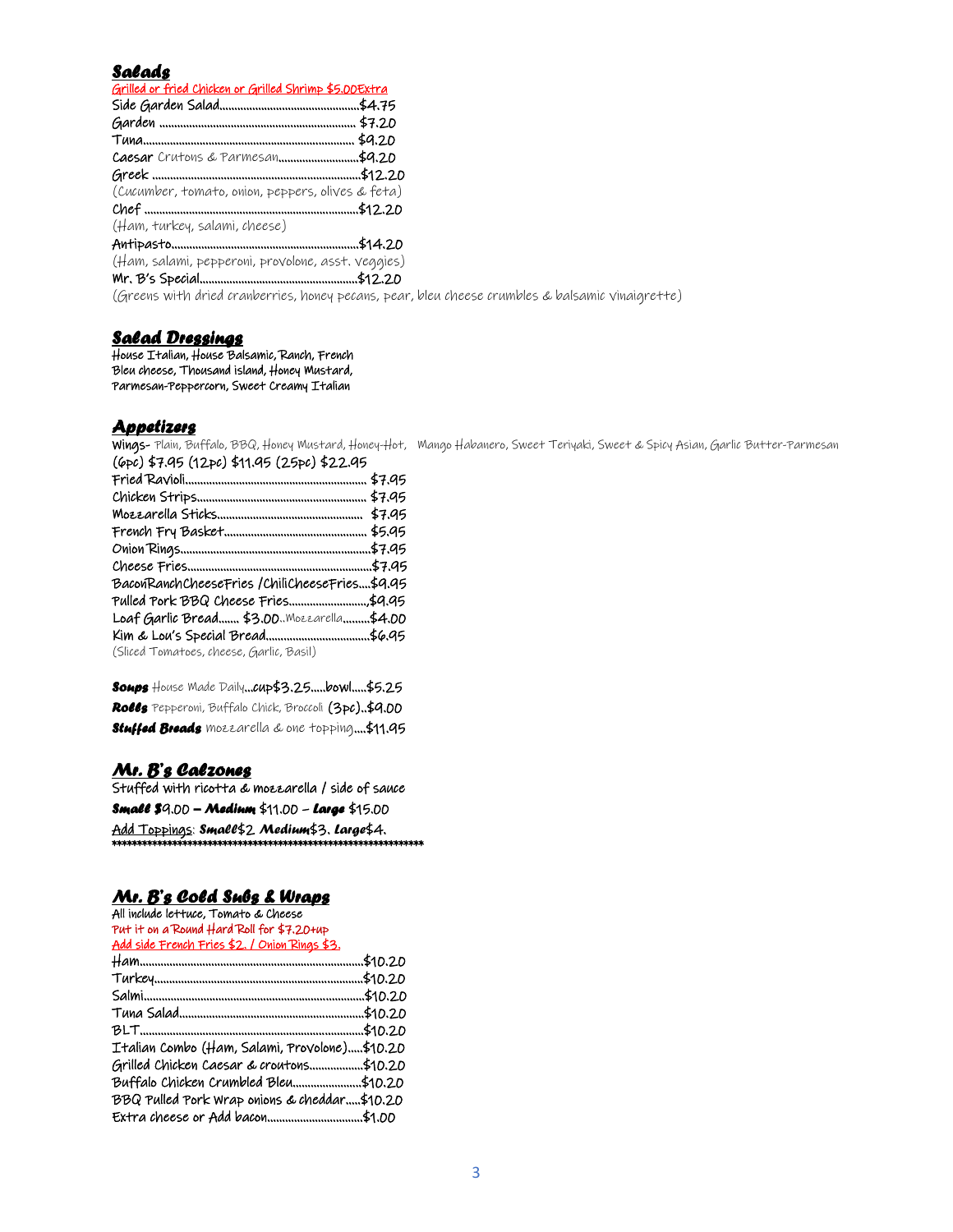## *Salads*

Grilled or fried Chicken or Grilled Shrimp $5.00Extra

Side Garden Salad..............................................$4.75
Garden ................................................................ $7.20
Tuna..................................................................... $9.20
Caesar Crutons & Parmesan..........................$9.20
Greek ....................................................................$12.20
(Cucumber, tomato, onion, peppers, olives & feta)
Chef .....................................................................$12.20
(Ham, turkey, salami, cheese)
Antipasto............................................................$14.20
(Ham, salami, pepperoni, provolone, asst. veggies)
Mr. B's Special....................................................$12.20
(Greens with dried cranberries, honey pecans, pear, bleu cheese crumbles & balsamic vinaigrette)

## *Salad Dressings*

House Italian, House Balsamic, Ranch, French
Bleu cheese, Thousand island, Honey Mustard,
Parmesan-Peppercorn, Sweet Creamy Italian

## *Appetizers*

Wings- Plain, Buffalo, BBQ, Honey Mustard, Honey-Hot, Mango Habanero, Sweet Teriyaki, Sweet & Spicy Asian, Garlic Butter-Parmesan
(6pc) $7.95 (12pc) $11.95 (25pc) $22.95
Fried Ravioli........................................................... $7.95
Chicken Strips........................................................ $7.95
Mozzarella Sticks................................................ $7.95
French Fry Basket............................................... $5.95
Onion Rings...........................................................$7.95
Cheese Fries..........................................................$7.95
BaconRanchCheeseFries /ChiliCheeseFries....$9.95
Pulled Pork BBQ Cheese Fries..........................$9.95
Loaf Garlic Bread....... $3.00..Mozzarella.........$4.00
Kim & Lou's Special Bread..................................$6.95
(Sliced Tomatoes, cheese, Garlic, Basil)

***Soups*** House Made Daily...cup$3.25.....bowl.....$5.25
***Rolls*** Pepperoni, Buffalo Chick, Broccoli (3pc)..$9.00
***Stuffed Breads*** mozzarella & one topping....$11.95

## *Mr. B's Calzones*

Stuffed with ricotta & mozzarella / side of sauce
***Small*** $9.00 – ***Medium*** $11.00 – ***Large*** $15.00
Add Toppings: ***Small***$2. ***Medium***$3. ***Large***$4.

## *Mr. B's Cold Subs & Wraps*

All include lettuce, Tomato & Cheese
Put it on a Round Hard Roll for $7.20+up
Add side French Fries $2. / Onion Rings $3.

Ham.........................................................................$10.20
Turkey.....................................................................$10.20
Salmi.........................................................................$10.20
Tuna Salad.............................................................$10.20
BLT...........................................................................$10.20
Italian Combo (Ham, Salami, Provolone).....$10.20
Grilled Chicken Caesar & croutons.................$10.20
Buffalo Chicken Crumbled Bleu......................$10.20
BBQ Pulled Pork Wrap onions & cheddar.....$10.20
Extra cheese or Add bacon................................$1.00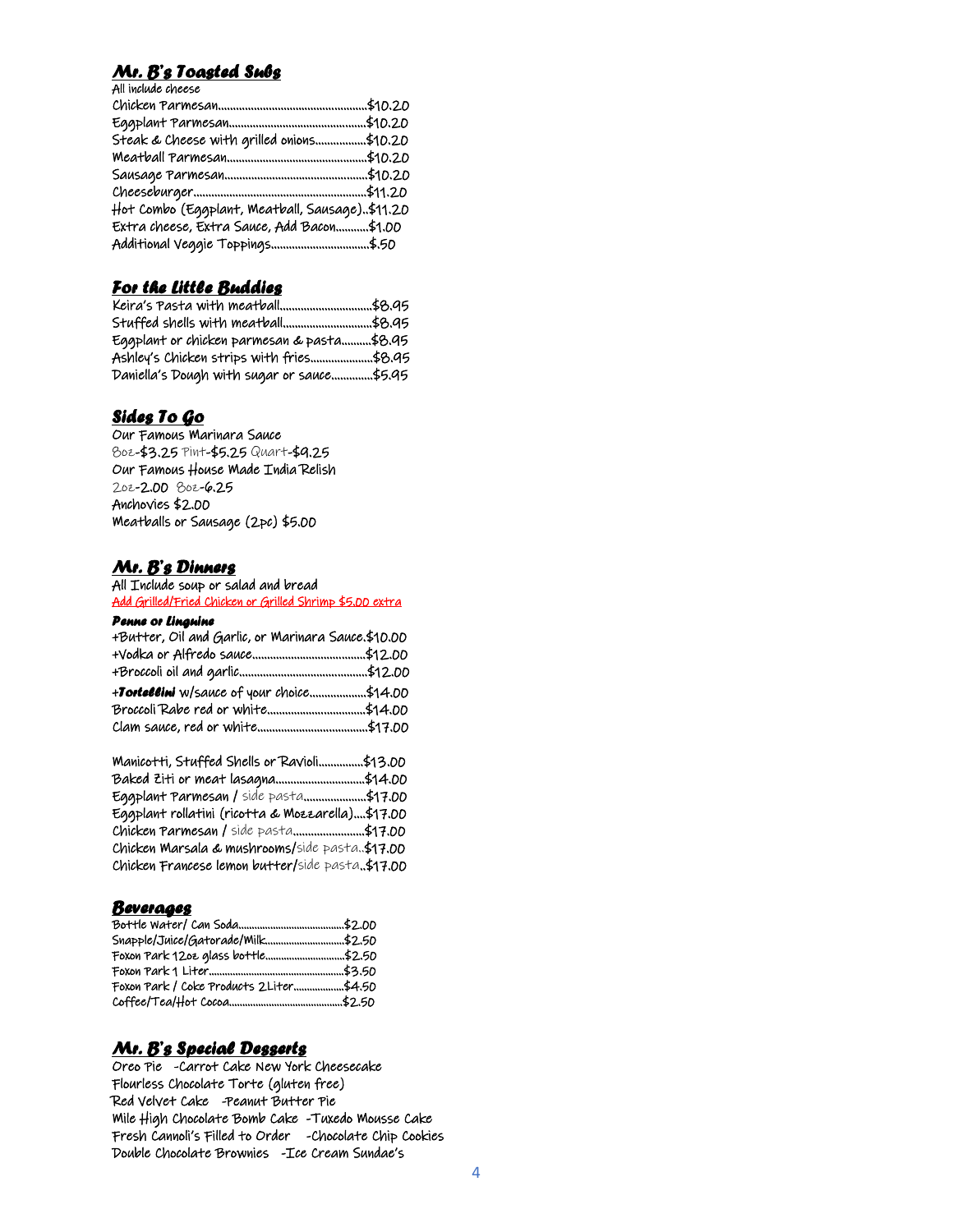## *Mr. B's Toasted Subs*

All include cheese

Chicken Parmesan..................................................$10.20
Eggplant Parmesan..............................................$10.20
Steak & Cheese with grilled onions.................$10.20
Meatball Parmesan...............................................$10.20
Sausage Parmesan................................................$10.20
Cheeseburger..........................................................$11.20
Hot Combo (Eggplant, Meatball, Sausage)..$11.20
Extra cheese, Extra Sauce, Add Bacon...........$1.00
Additional Veggie Toppings.................................$.50

## *For the Little Buddies*

Keira's Pasta with meatball...............................$8.95
Stuffed shells with meatball..............................$8.95
Eggplant or chicken parmesan & pasta..........$8.95
Ashley's Chicken strips with fries.....................$8.95
Daniella's Dough with sugar or sauce..............$5.95

## *Sides To Go*

Our Famous Marinara Sauce
8oz-$3.25 Pint-$5.25 Quart-$9.25
Our Famous House Made India Relish
2oz-2.00 8oz-6.25
Anchovies $2.00
Meatballs or Sausage (2pc) $5.00

## *Mr. B's Dinners*

All Include soup or salad and bread
Add Grilled/Fried Chicken or Grilled Shrimp $5.00 extra

### *Penne or Linguine*

+Butter, Oil and Garlic, or Marinara Sauce.$10.00
+Vodka or Alfredo sauce......................................$12.00
+Broccoli oil and garlic...........................................$12.00
+***Tortellini*** w/sauce of your choice...................$14.00
Broccoli Rabe red or white.................................$14.00
Clam sauce, red or white.....................................$17.00

Manicotti, Stuffed Shells or Ravioli...............$13.00
Baked Ziti or meat lasagna..............................$14.00
Eggplant Parmesan / side pasta.....................$17.00
Eggplant rollatini (ricotta & Mozzarella)....$17.00
Chicken Parmesan / side pasta........................$17.00
Chicken Marsala & mushrooms/side pasta..$17.00
Chicken Francese lemon butter/side pasta..$17.00

## *Beverages*

Bottle Water/ Can Soda........................................$2.00
Snapple/Juice/Gatorade/Milk.............................$2.50
Foxon Park 12oz glass bottle..............................$2.50
Foxon Park 1 Liter....................................................$3.50
Foxon Park / Coke Products 2Liter...................$4.50
Coffee/Tea/Hot Cocoa...........................................$2.50

## *Mr. B's Special Desserts*

Oreo Pie -Carrot Cake New York Cheesecake
Flourless Chocolate Torte (gluten free)
Red Velvet Cake -Peanut Butter Pie
Mile High Chocolate Bomb Cake -Tuxedo Mousse Cake
Fresh Cannoli's Filled to Order -Chocolate Chip Cookies
Double Chocolate Brownies -Ice Cream Sundae's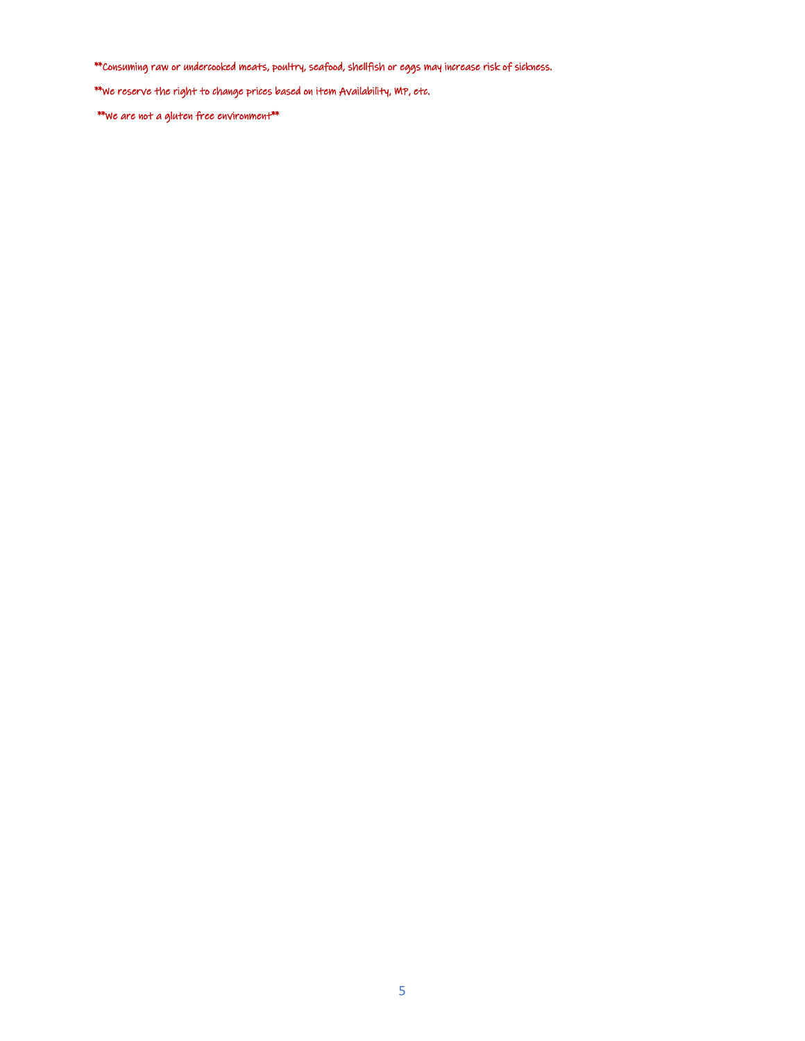**Consuming raw or undercooked meats, poultry, seafood, shellfish or eggs may increase risk of sickness.

**We reserve the right to change prices based on item Availability, MP, etc.

**We are not a gluten free environment**